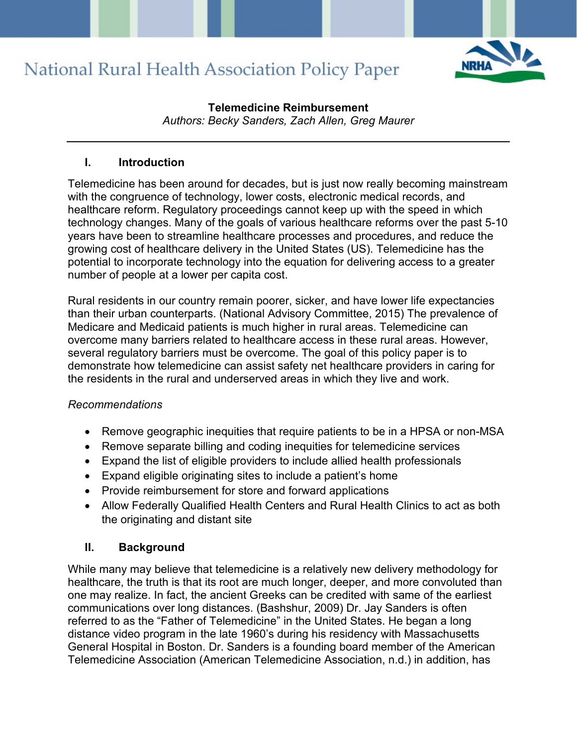# National Rural Health Association Policy Paper

**Telemedicine Reimbursement**

*Authors: Becky Sanders, Zach Allen, Greg Maurer*

---

## I. Introduction

Telemedicine has been around for decades, but is just now really becoming mainstream with the congruence of technology, lower costs, electronic medical records, and healthcare reform. Regulatory proceedings cannot keep up with the speed in which technology changes. Many of the goals of various healthcare reforms over the past 5-10 years have been to streamline healthcare processes and procedures, and reduce the growing cost of healthcare delivery in the United States (US). Telemedicine has the potential to incorporate technology into the equation for delivering access to a greater number of people at a lower per capita cost.

Rural residents in our country remain poorer, sicker, and have lower life expectancies than their urban counterparts. (National Advisory Committee, 2015) The prevalence of Medicare and Medicaid patients is much higher in rural areas. Telemedicine can overcome many barriers related to healthcare access in these rural areas. However, several regulatory barriers must be overcome. The goal of this policy paper is to demonstrate how telemedicine can assist safety net healthcare providers in caring for the residents in the rural and underserved areas in which they live and work.

*Recommendations*

- Remove geographic inequities that require patients to be in a HPSA or non-MSA
- Remove separate billing and coding inequities for telemedicine services
- Expand the list of eligible providers to include allied health professionals
- Expand eligible originating sites to include a patient's home
- Provide reimbursement for store and forward applications
- Allow Federally Qualified Health Centers and Rural Health Clinics to act as both the originating and distant site

## II. Background

While many may believe that telemedicine is a relatively new delivery methodology for healthcare, the truth is that its root are much longer, deeper, and more convoluted than one may realize. In fact, the ancient Greeks can be credited with same of the earliest communications over long distances. (Bashshur, 2009) Dr. Jay Sanders is often referred to as the "Father of Telemedicine" in the United States. He began a long distance video program in the late 1960's during his residency with Massachusetts General Hospital in Boston. Dr. Sanders is a founding board member of the American Telemedicine Association (American Telemedicine Association, n.d.) in addition, has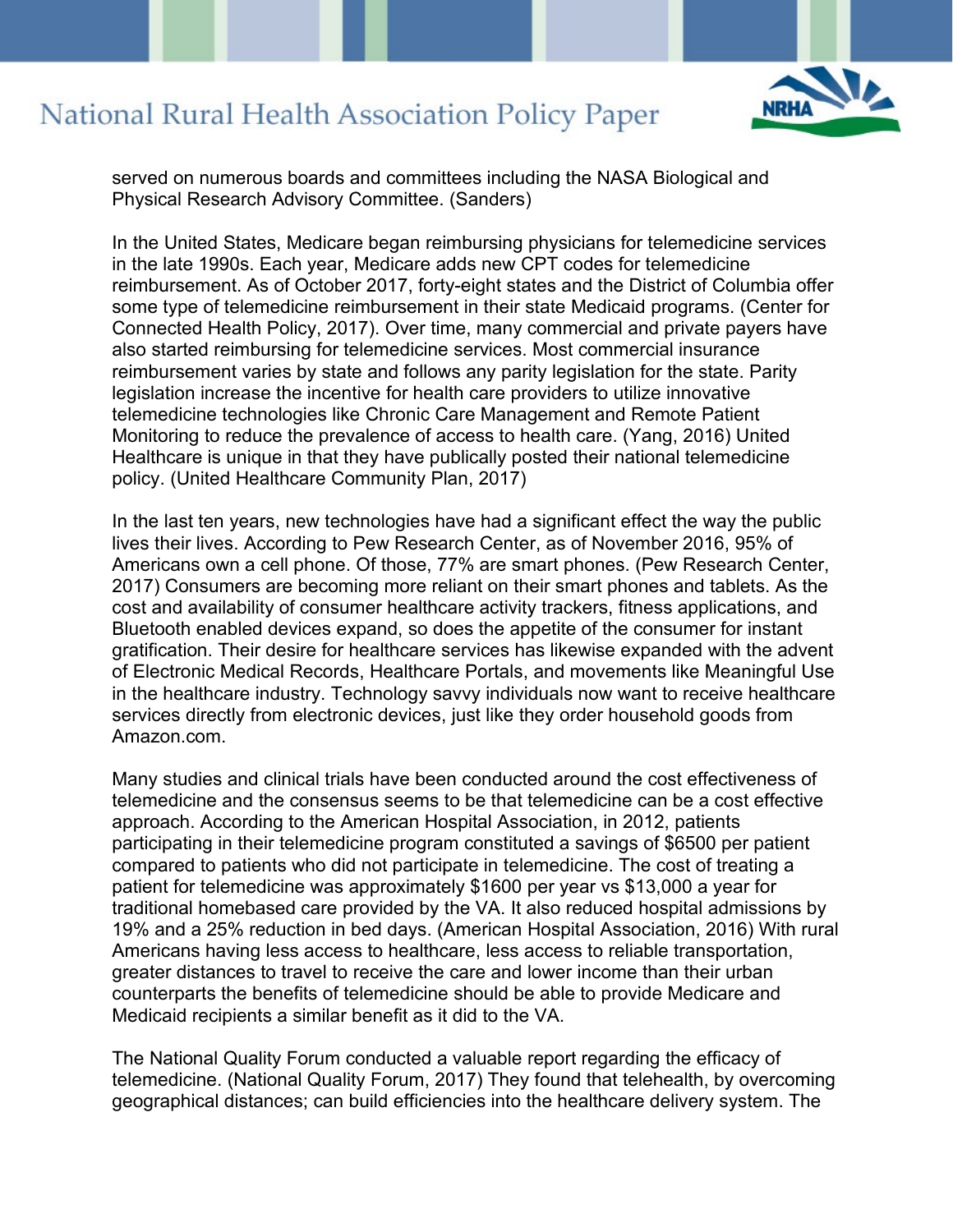served on numerous boards and committees including the NASA Biological and Physical Research Advisory Committee. (Sanders)

In the United States, Medicare began reimbursing physicians for telemedicine services in the late 1990s. Each year, Medicare adds new CPT codes for telemedicine reimbursement. As of October 2017, forty-eight states and the District of Columbia offer some type of telemedicine reimbursement in their state Medicaid programs. (Center for Connected Health Policy, 2017). Over time, many commercial and private payers have also started reimbursing for telemedicine services. Most commercial insurance reimbursement varies by state and follows any parity legislation for the state. Parity legislation increase the incentive for health care providers to utilize innovative telemedicine technologies like Chronic Care Management and Remote Patient Monitoring to reduce the prevalence of access to health care. (Yang, 2016) United Healthcare is unique in that they have publically posted their national telemedicine policy. (United Healthcare Community Plan, 2017)

In the last ten years, new technologies have had a significant effect the way the public lives their lives. According to Pew Research Center, as of November 2016, 95% of Americans own a cell phone. Of those, 77% are smart phones. (Pew Research Center, 2017) Consumers are becoming more reliant on their smart phones and tablets. As the cost and availability of consumer healthcare activity trackers, fitness applications, and Bluetooth enabled devices expand, so does the appetite of the consumer for instant gratification. Their desire for healthcare services has likewise expanded with the advent of Electronic Medical Records, Healthcare Portals, and movements like Meaningful Use in the healthcare industry. Technology savvy individuals now want to receive healthcare services directly from electronic devices, just like they order household goods from Amazon.com.

Many studies and clinical trials have been conducted around the cost effectiveness of telemedicine and the consensus seems to be that telemedicine can be a cost effective approach. According to the American Hospital Association, in 2012, patients participating in their telemedicine program constituted a savings of $6500 per patient compared to patients who did not participate in telemedicine. The cost of treating a patient for telemedicine was approximately $1600 per year vs $13,000 a year for traditional homebased care provided by the VA. It also reduced hospital admissions by 19% and a 25% reduction in bed days. (American Hospital Association, 2016) With rural Americans having less access to healthcare, less access to reliable transportation, greater distances to travel to receive the care and lower income than their urban counterparts the benefits of telemedicine should be able to provide Medicare and Medicaid recipients a similar benefit as it did to the VA.

The National Quality Forum conducted a valuable report regarding the efficacy of telemedicine. (National Quality Forum, 2017) They found that telehealth, by overcoming geographical distances; can build efficiencies into the healthcare delivery system. The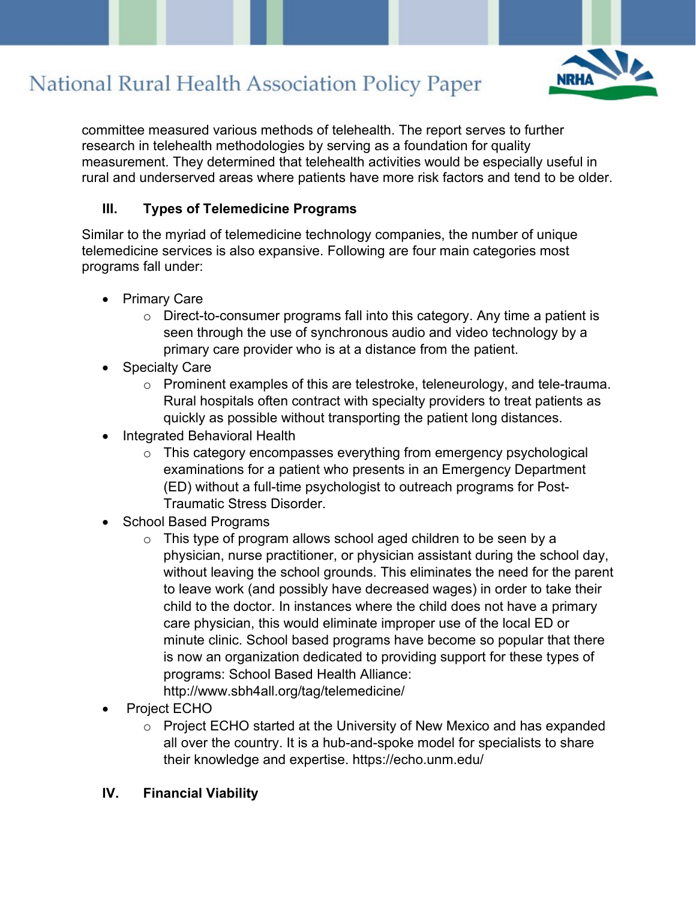committee measured various methods of telehealth. The report serves to further research in telehealth methodologies by serving as a foundation for quality measurement. They determined that telehealth activities would be especially useful in rural and underserved areas where patients have more risk factors and tend to be older.

## III. Types of Telemedicine Programs

Similar to the myriad of telemedicine technology companies, the number of unique telemedicine services is also expansive. Following are four main categories most programs fall under:

- Primary Care
  - Direct-to-consumer programs fall into this category. Any time a patient is seen through the use of synchronous audio and video technology by a primary care provider who is at a distance from the patient.
- Specialty Care
  - Prominent examples of this are telestroke, teleneurology, and tele-trauma. Rural hospitals often contract with specialty providers to treat patients as quickly as possible without transporting the patient long distances.
- Integrated Behavioral Health
  - This category encompasses everything from emergency psychological examinations for a patient who presents in an Emergency Department (ED) without a full-time psychologist to outreach programs for Post-Traumatic Stress Disorder.
- School Based Programs
  - This type of program allows school aged children to be seen by a physician, nurse practitioner, or physician assistant during the school day, without leaving the school grounds. This eliminates the need for the parent to leave work (and possibly have decreased wages) in order to take their child to the doctor. In instances where the child does not have a primary care physician, this would eliminate improper use of the local ED or minute clinic. School based programs have become so popular that there is now an organization dedicated to providing support for these types of programs: School Based Health Alliance: http://www.sbh4all.org/tag/telemedicine/
- Project ECHO
  - Project ECHO started at the University of New Mexico and has expanded all over the country. It is a hub-and-spoke model for specialists to share their knowledge and expertise. https://echo.unm.edu/

## IV. Financial Viability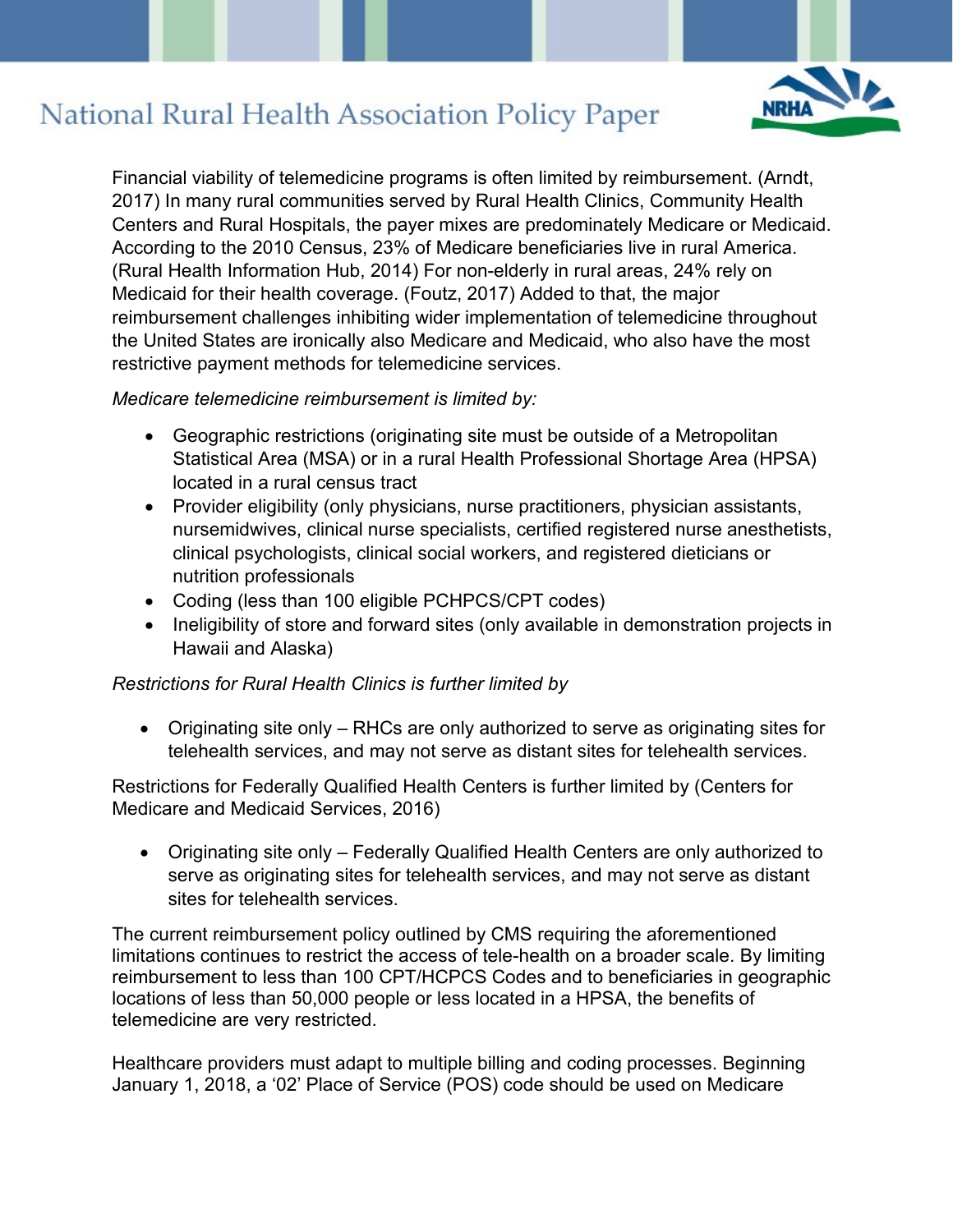Financial viability of telemedicine programs is often limited by reimbursement. (Arndt, 2017) In many rural communities served by Rural Health Clinics, Community Health Centers and Rural Hospitals, the payer mixes are predominately Medicare or Medicaid. According to the 2010 Census, 23% of Medicare beneficiaries live in rural America. (Rural Health Information Hub, 2014) For non-elderly in rural areas, 24% rely on Medicaid for their health coverage. (Foutz, 2017) Added to that, the major reimbursement challenges inhibiting wider implementation of telemedicine throughout the United States are ironically also Medicare and Medicaid, who also have the most restrictive payment methods for telemedicine services.

*Medicare telemedicine reimbursement is limited by:*

- Geographic restrictions (originating site must be outside of a Metropolitan Statistical Area (MSA) or in a rural Health Professional Shortage Area (HPSA) located in a rural census tract
- Provider eligibility (only physicians, nurse practitioners, physician assistants, nursemidwives, clinical nurse specialists, certified registered nurse anesthetists, clinical psychologists, clinical social workers, and registered dieticians or nutrition professionals
- Coding (less than 100 eligible PCHPCS/CPT codes)
- Ineligibility of store and forward sites (only available in demonstration projects in Hawaii and Alaska)

*Restrictions for Rural Health Clinics is further limited by*

- Originating site only – RHCs are only authorized to serve as originating sites for telehealth services, and may not serve as distant sites for telehealth services.

Restrictions for Federally Qualified Health Centers is further limited by (Centers for Medicare and Medicaid Services, 2016)

- Originating site only – Federally Qualified Health Centers are only authorized to serve as originating sites for telehealth services, and may not serve as distant sites for telehealth services.

The current reimbursement policy outlined by CMS requiring the aforementioned limitations continues to restrict the access of tele-health on a broader scale. By limiting reimbursement to less than 100 CPT/HCPCS Codes and to beneficiaries in geographic locations of less than 50,000 people or less located in a HPSA, the benefits of telemedicine are very restricted.

Healthcare providers must adapt to multiple billing and coding processes. Beginning January 1, 2018, a '02' Place of Service (POS) code should be used on Medicare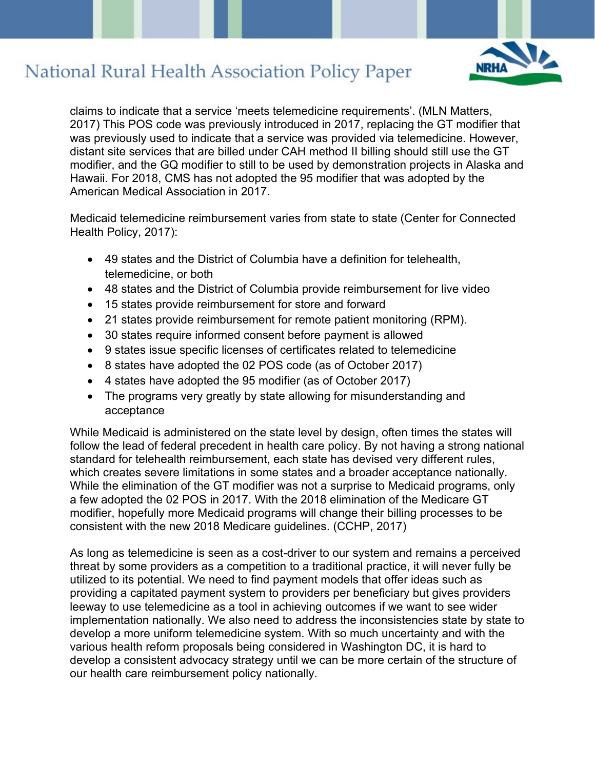claims to indicate that a service 'meets telemedicine requirements'. (MLN Matters, 2017) This POS code was previously introduced in 2017, replacing the GT modifier that was previously used to indicate that a service was provided via telemedicine. However, distant site services that are billed under CAH method II billing should still use the GT modifier, and the GQ modifier to still to be used by demonstration projects in Alaska and Hawaii. For 2018, CMS has not adopted the 95 modifier that was adopted by the American Medical Association in 2017.

Medicaid telemedicine reimbursement varies from state to state (Center for Connected Health Policy, 2017):

- 49 states and the District of Columbia have a definition for telehealth, telemedicine, or both
- 48 states and the District of Columbia provide reimbursement for live video
- 15 states provide reimbursement for store and forward
- 21 states provide reimbursement for remote patient monitoring (RPM).
- 30 states require informed consent before payment is allowed
- 9 states issue specific licenses of certificates related to telemedicine
- 8 states have adopted the 02 POS code (as of October 2017)
- 4 states have adopted the 95 modifier (as of October 2017)
- The programs very greatly by state allowing for misunderstanding and acceptance

While Medicaid is administered on the state level by design, often times the states will follow the lead of federal precedent in health care policy. By not having a strong national standard for telehealth reimbursement, each state has devised very different rules, which creates severe limitations in some states and a broader acceptance nationally. While the elimination of the GT modifier was not a surprise to Medicaid programs, only a few adopted the 02 POS in 2017. With the 2018 elimination of the Medicare GT modifier, hopefully more Medicaid programs will change their billing processes to be consistent with the new 2018 Medicare guidelines. (CCHP, 2017)

As long as telemedicine is seen as a cost-driver to our system and remains a perceived threat by some providers as a competition to a traditional practice, it will never fully be utilized to its potential. We need to find payment models that offer ideas such as providing a capitated payment system to providers per beneficiary but gives providers leeway to use telemedicine as a tool in achieving outcomes if we want to see wider implementation nationally. We also need to address the inconsistencies state by state to develop a more uniform telemedicine system. With so much uncertainty and with the various health reform proposals being considered in Washington DC, it is hard to develop a consistent advocacy strategy until we can be more certain of the structure of our health care reimbursement policy nationally.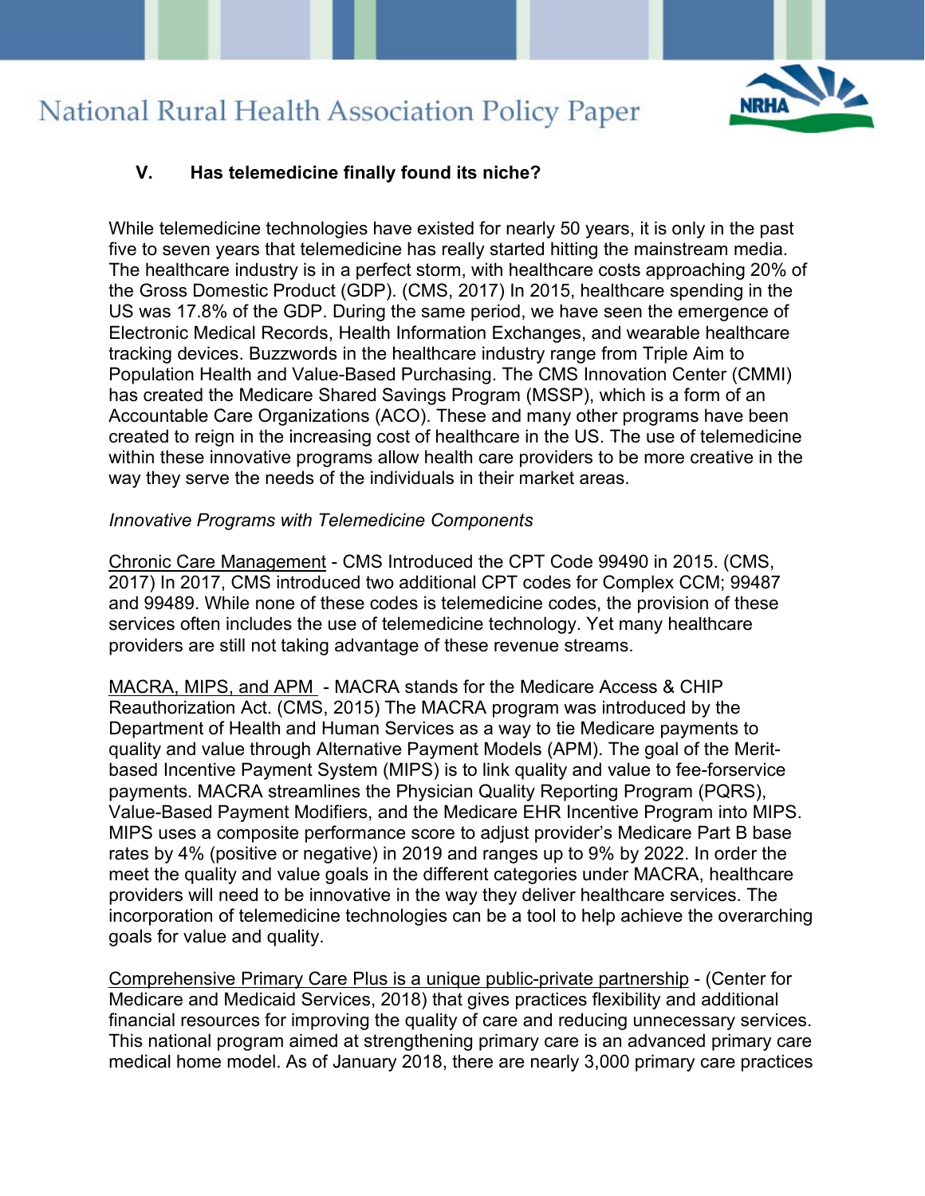## V. Has telemedicine finally found its niche?

While telemedicine technologies have existed for nearly 50 years, it is only in the past five to seven years that telemedicine has really started hitting the mainstream media. The healthcare industry is in a perfect storm, with healthcare costs approaching 20% of the Gross Domestic Product (GDP). (CMS, 2017) In 2015, healthcare spending in the US was 17.8% of the GDP. During the same period, we have seen the emergence of Electronic Medical Records, Health Information Exchanges, and wearable healthcare tracking devices. Buzzwords in the healthcare industry range from Triple Aim to Population Health and Value-Based Purchasing. The CMS Innovation Center (CMMI) has created the Medicare Shared Savings Program (MSSP), which is a form of an Accountable Care Organizations (ACO). These and many other programs have been created to reign in the increasing cost of healthcare in the US. The use of telemedicine within these innovative programs allow health care providers to be more creative in the way they serve the needs of the individuals in their market areas.

*Innovative Programs with Telemedicine Components*

Chronic Care Management - CMS Introduced the CPT Code 99490 in 2015. (CMS, 2017) In 2017, CMS introduced two additional CPT codes for Complex CCM; 99487 and 99489. While none of these codes is telemedicine codes, the provision of these services often includes the use of telemedicine technology. Yet many healthcare providers are still not taking advantage of these revenue streams.

MACRA, MIPS, and APM - MACRA stands for the Medicare Access & CHIP Reauthorization Act. (CMS, 2015) The MACRA program was introduced by the Department of Health and Human Services as a way to tie Medicare payments to quality and value through Alternative Payment Models (APM). The goal of the Merit-based Incentive Payment System (MIPS) is to link quality and value to fee-forservice payments. MACRA streamlines the Physician Quality Reporting Program (PQRS), Value-Based Payment Modifiers, and the Medicare EHR Incentive Program into MIPS. MIPS uses a composite performance score to adjust provider's Medicare Part B base rates by 4% (positive or negative) in 2019 and ranges up to 9% by 2022. In order the meet the quality and value goals in the different categories under MACRA, healthcare providers will need to be innovative in the way they deliver healthcare services. The incorporation of telemedicine technologies can be a tool to help achieve the overarching goals for value and quality.

Comprehensive Primary Care Plus is a unique public-private partnership - (Center for Medicare and Medicaid Services, 2018) that gives practices flexibility and additional financial resources for improving the quality of care and reducing unnecessary services. This national program aimed at strengthening primary care is an advanced primary care medical home model. As of January 2018, there are nearly 3,000 primary care practices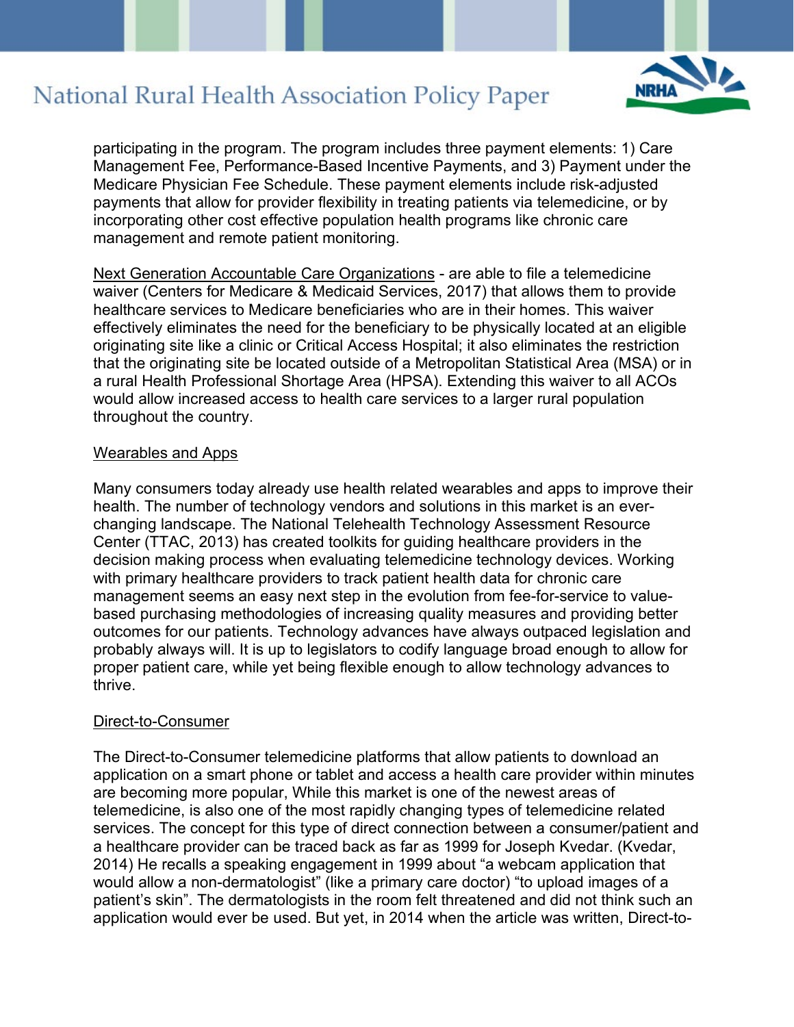participating in the program. The program includes three payment elements: 1) Care Management Fee, Performance-Based Incentive Payments, and 3) Payment under the Medicare Physician Fee Schedule. These payment elements include risk-adjusted payments that allow for provider flexibility in treating patients via telemedicine, or by incorporating other cost effective population health programs like chronic care management and remote patient monitoring.

<u>Next Generation Accountable Care Organizations</u> - are able to file a telemedicine waiver (Centers for Medicare & Medicaid Services, 2017) that allows them to provide healthcare services to Medicare beneficiaries who are in their homes. This waiver effectively eliminates the need for the beneficiary to be physically located at an eligible originating site like a clinic or Critical Access Hospital; it also eliminates the restriction that the originating site be located outside of a Metropolitan Statistical Area (MSA) or in a rural Health Professional Shortage Area (HPSA). Extending this waiver to all ACOs would allow increased access to health care services to a larger rural population throughout the country.

<u>Wearables and Apps</u>

Many consumers today already use health related wearables and apps to improve their health. The number of technology vendors and solutions in this market is an ever-changing landscape. The National Telehealth Technology Assessment Resource Center (TTAC, 2013) has created toolkits for guiding healthcare providers in the decision making process when evaluating telemedicine technology devices. Working with primary healthcare providers to track patient health data for chronic care management seems an easy next step in the evolution from fee-for-service to value-based purchasing methodologies of increasing quality measures and providing better outcomes for our patients. Technology advances have always outpaced legislation and probably always will. It is up to legislators to codify language broad enough to allow for proper patient care, while yet being flexible enough to allow technology advances to thrive.

<u>Direct-to-Consumer</u>

The Direct-to-Consumer telemedicine platforms that allow patients to download an application on a smart phone or tablet and access a health care provider within minutes are becoming more popular, While this market is one of the newest areas of telemedicine, is also one of the most rapidly changing types of telemedicine related services. The concept for this type of direct connection between a consumer/patient and a healthcare provider can be traced back as far as 1999 for Joseph Kvedar. (Kvedar, 2014) He recalls a speaking engagement in 1999 about "a webcam application that would allow a non-dermatologist" (like a primary care doctor) "to upload images of a patient's skin". The dermatologists in the room felt threatened and did not think such an application would ever be used. But yet, in 2014 when the article was written, Direct-to-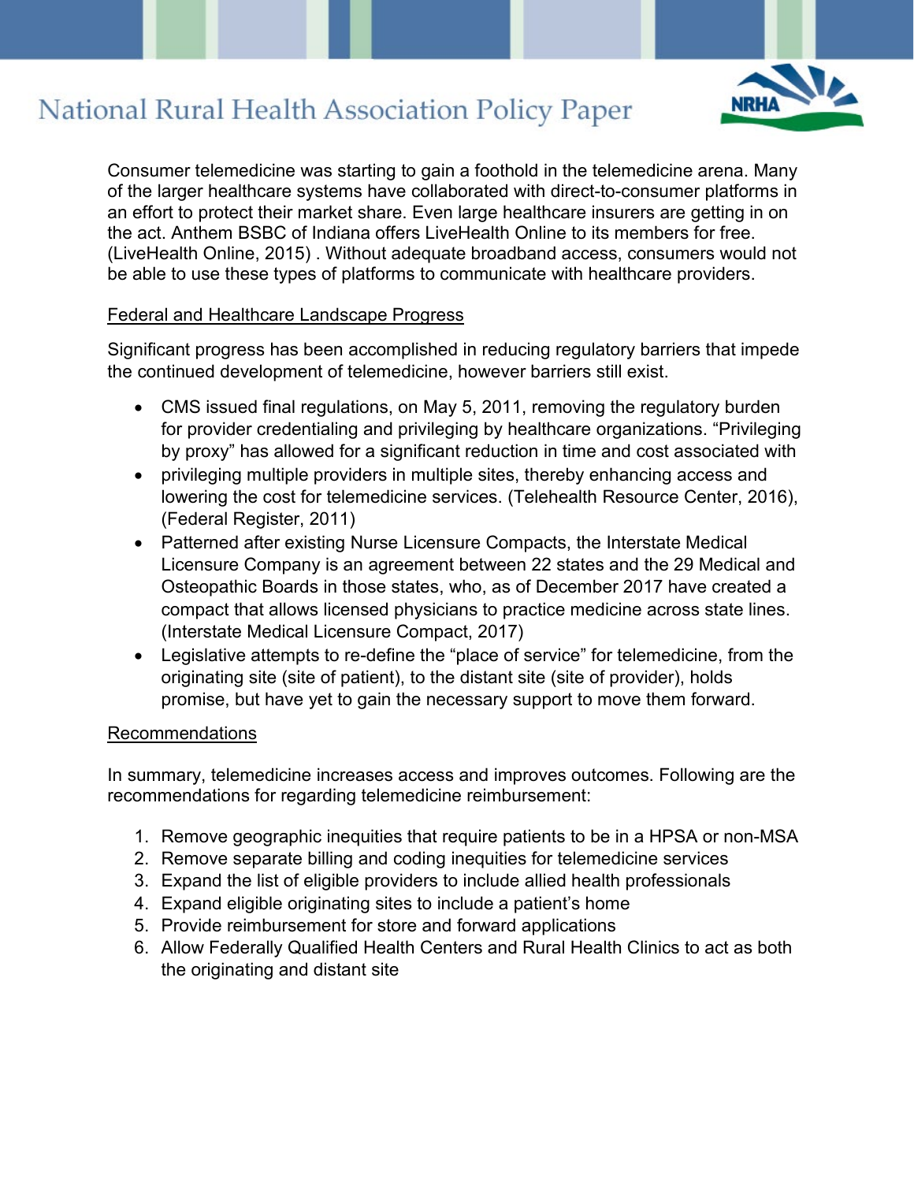Consumer telemedicine was starting to gain a foothold in the telemedicine arena. Many of the larger healthcare systems have collaborated with direct-to-consumer platforms in an effort to protect their market share. Even large healthcare insurers are getting in on the act. Anthem BSBC of Indiana offers LiveHealth Online to its members for free. (LiveHealth Online, 2015) . Without adequate broadband access, consumers would not be able to use these types of platforms to communicate with healthcare providers.

Federal and Healthcare Landscape Progress

Significant progress has been accomplished in reducing regulatory barriers that impede the continued development of telemedicine, however barriers still exist.

- CMS issued final regulations, on May 5, 2011, removing the regulatory burden for provider credentialing and privileging by healthcare organizations. "Privileging by proxy" has allowed for a significant reduction in time and cost associated with
- privileging multiple providers in multiple sites, thereby enhancing access and lowering the cost for telemedicine services. (Telehealth Resource Center, 2016), (Federal Register, 2011)
- Patterned after existing Nurse Licensure Compacts, the Interstate Medical Licensure Company is an agreement between 22 states and the 29 Medical and Osteopathic Boards in those states, who, as of December 2017 have created a compact that allows licensed physicians to practice medicine across state lines. (Interstate Medical Licensure Compact, 2017)
- Legislative attempts to re-define the "place of service" for telemedicine, from the originating site (site of patient), to the distant site (site of provider), holds promise, but have yet to gain the necessary support to move them forward.

Recommendations

In summary, telemedicine increases access and improves outcomes. Following are the recommendations for regarding telemedicine reimbursement:

1. Remove geographic inequities that require patients to be in a HPSA or non-MSA
2. Remove separate billing and coding inequities for telemedicine services
3. Expand the list of eligible providers to include allied health professionals
4. Expand eligible originating sites to include a patient's home
5. Provide reimbursement for store and forward applications
6. Allow Federally Qualified Health Centers and Rural Health Clinics to act as both the originating and distant site